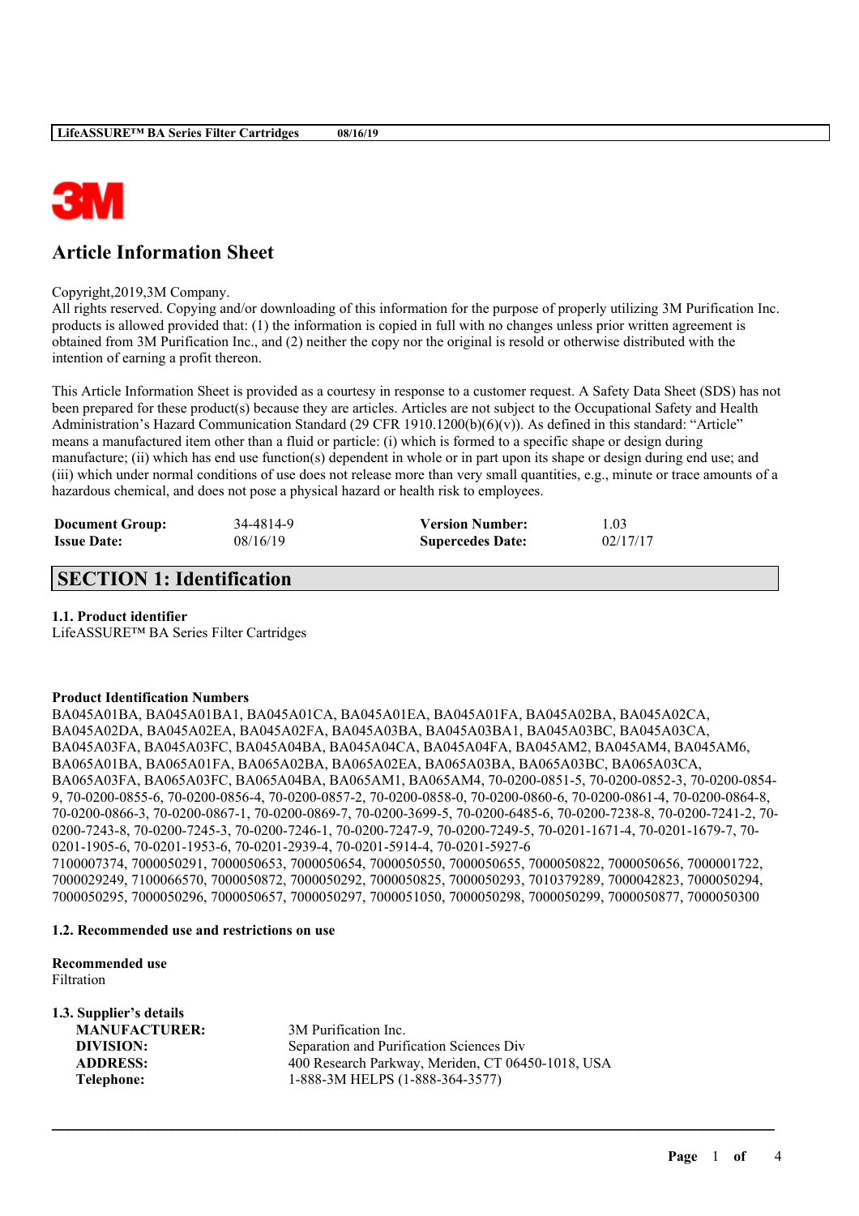# Article Information Sheet

Copyright,2019,3M Company.
All rights reserved. Copying and/or downloading of this information for the purpose of properly utilizing 3M Purification Inc. products is allowed provided that: (1) the information is copied in full with no changes unless prior written agreement is obtained from 3M Purification Inc., and (2) neither the copy nor the original is resold or otherwise distributed with the intention of earning a profit thereon.

This Article Information Sheet is provided as a courtesy in response to a customer request. A Safety Data Sheet (SDS) has not been prepared for these product(s) because they are articles. Articles are not subject to the Occupational Safety and Health Administration's Hazard Communication Standard (29 CFR 1910.1200(b)(6)(v)). As defined in this standard: "Article" means a manufactured item other than a fluid or particle: (i) which is formed to a specific shape or design during manufacture; (ii) which has end use function(s) dependent in whole or in part upon its shape or design during end use; and (iii) which under normal conditions of use does not release more than very small quantities, e.g., minute or trace amounts of a hazardous chemical, and does not pose a physical hazard or health risk to employees.

| | | | |
|---|---|---|---|
| **Document Group:** | 34-4814-9 | **Version Number:** | 1.03 |
| **Issue Date:** | 08/16/19 | **Supercedes Date:** | 02/17/17 |

## SECTION 1: Identification

### 1.1. Product identifier

LifeASSURE™ BA Series Filter Cartridges

**Product Identification Numbers**

BA045A01BA, BA045A01BA1, BA045A01CA, BA045A01EA, BA045A01FA, BA045A02BA, BA045A02CA, BA045A02DA, BA045A02EA, BA045A02FA, BA045A03BA, BA045A03BA1, BA045A03BC, BA045A03CA, BA045A03FA, BA045A03FC, BA045A04BA, BA045A04CA, BA045A04FA, BA045AM2, BA045AM4, BA045AM6, BA065A01BA, BA065A01FA, BA065A02BA, BA065A02EA, BA065A03BA, BA065A03BC, BA065A03CA, BA065A03FA, BA065A03FC, BA065A04BA, BA065AM1, BA065AM4, 70-0200-0851-5, 70-0200-0852-3, 70-0200-0854-9, 70-0200-0855-6, 70-0200-0856-4, 70-0200-0857-2, 70-0200-0858-0, 70-0200-0860-6, 70-0200-0861-4, 70-0200-0864-8, 70-0200-0866-3, 70-0200-0867-1, 70-0200-0869-7, 70-0200-3699-5, 70-0200-6485-6, 70-0200-7238-8, 70-0200-7241-2, 70-0200-7243-8, 70-0200-7245-3, 70-0200-7246-1, 70-0200-7247-9, 70-0200-7249-5, 70-0201-1671-4, 70-0201-1679-7, 70-0201-1905-6, 70-0201-1953-6, 70-0201-2939-4, 70-0201-5914-4, 70-0201-5927-6
7100007374, 7000050291, 7000050653, 7000050654, 7000050550, 7000050655, 7000050822, 7000050656, 7000001722, 7000029249, 7100066570, 7000050872, 7000050292, 7000050825, 7000050293, 7010379289, 7000042823, 7000050294, 7000050295, 7000050296, 7000050657, 7000050297, 7000051050, 7000050298, 7000050299, 7000050877, 7000050300

### 1.2. Recommended use and restrictions on use

**Recommended use**
Filtration

### 1.3. Supplier's details

| | |
|---|---|
| **MANUFACTURER:** | 3M Purification Inc. |
| **DIVISION:** | Separation and Purification Sciences Div |
| **ADDRESS:** | 400 Research Parkway, Meriden, CT 06450-1018, USA |
| **Telephone:** | 1-888-3M HELPS (1-888-364-3577) |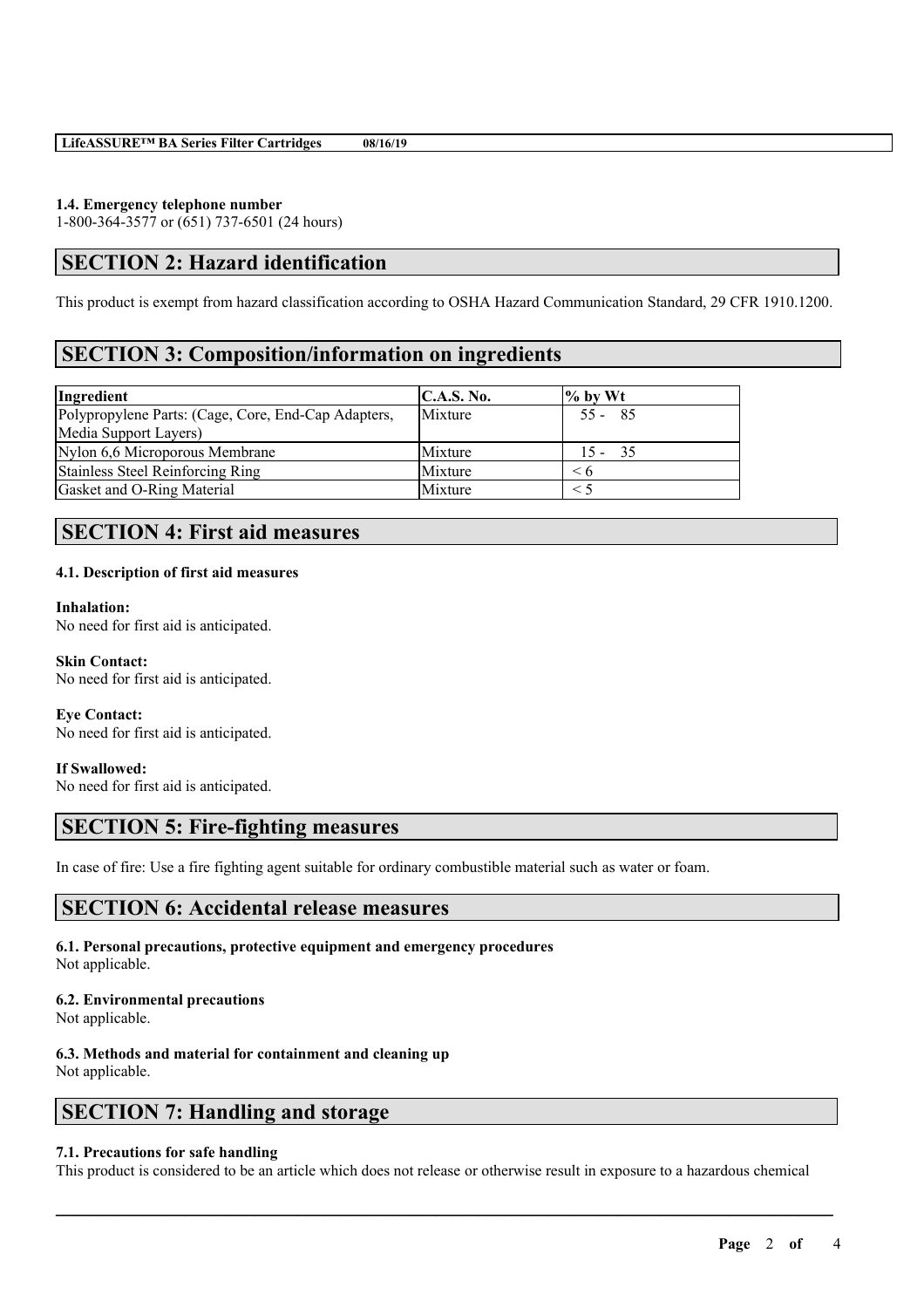**1.4. Emergency telephone number**
1-800-364-3577 or (651) 737-6501 (24 hours)

## SECTION 2: Hazard identification

This product is exempt from hazard classification according to OSHA Hazard Communication Standard, 29 CFR 1910.1200.

## SECTION 3: Composition/information on ingredients

| Ingredient | C.A.S. No. | % by Wt |
|---|---|---|
| Polypropylene Parts: (Cage, Core, End-Cap Adapters, Media Support Layers) | Mixture | 55 - 85 |
| Nylon 6,6 Microporous Membrane | Mixture | 15 - 35 |
| Stainless Steel Reinforcing Ring | Mixture | < 6 |
| Gasket and O-Ring Material | Mixture | < 5 |

## SECTION 4: First aid measures

### 4.1. Description of first aid measures

**Inhalation:**
No need for first aid is anticipated.

**Skin Contact:**
No need for first aid is anticipated.

**Eye Contact:**
No need for first aid is anticipated.

**If Swallowed:**
No need for first aid is anticipated.

## SECTION 5: Fire-fighting measures

In case of fire: Use a fire fighting agent suitable for ordinary combustible material such as water or foam.

## SECTION 6: Accidental release measures

### 6.1. Personal precautions, protective equipment and emergency procedures
Not applicable.

### 6.2. Environmental precautions
Not applicable.

### 6.3. Methods and material for containment and cleaning up
Not applicable.

## SECTION 7: Handling and storage

### 7.1. Precautions for safe handling
This product is considered to be an article which does not release or otherwise result in exposure to a hazardous chemical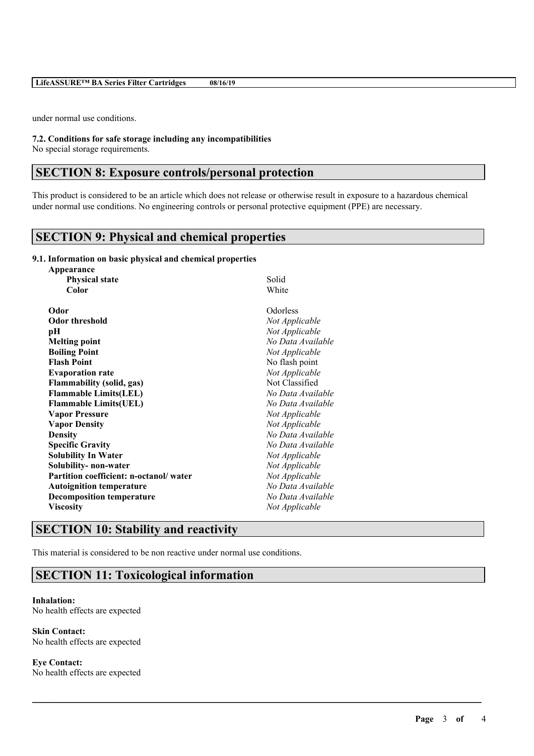under normal use conditions.

**7.2. Conditions for safe storage including any incompatibilities**
No special storage requirements.

## SECTION 8: Exposure controls/personal protection

This product is considered to be an article which does not release or otherwise result in exposure to a hazardous chemical under normal use conditions. No engineering controls or personal protective equipment (PPE) are necessary.

## SECTION 9: Physical and chemical properties

**9.1. Information on basic physical and chemical properties**

| Property | Value |
| --- | --- |
| **Appearance** | |
| **Physical state** | Solid |
| **Color** | White |
| **Odor** | Odorless |
| **Odor threshold** | *Not Applicable* |
| **pH** | *Not Applicable* |
| **Melting point** | *No Data Available* |
| **Boiling Point** | *Not Applicable* |
| **Flash Point** | No flash point |
| **Evaporation rate** | *Not Applicable* |
| **Flammability (solid, gas)** | Not Classified |
| **Flammable Limits(LEL)** | *No Data Available* |
| **Flammable Limits(UEL)** | *No Data Available* |
| **Vapor Pressure** | *Not Applicable* |
| **Vapor Density** | *Not Applicable* |
| **Density** | *No Data Available* |
| **Specific Gravity** | *No Data Available* |
| **Solubility In Water** | *Not Applicable* |
| **Solubility- non-water** | *Not Applicable* |
| **Partition coefficient: n-octanol/ water** | *Not Applicable* |
| **Autoignition temperature** | *No Data Available* |
| **Decomposition temperature** | *No Data Available* |
| **Viscosity** | *Not Applicable* |

## SECTION 10: Stability and reactivity

This material is considered to be non reactive under normal use conditions.

## SECTION 11: Toxicological information

**Inhalation:**
No health effects are expected

**Skin Contact:**
No health effects are expected

**Eye Contact:**
No health effects are expected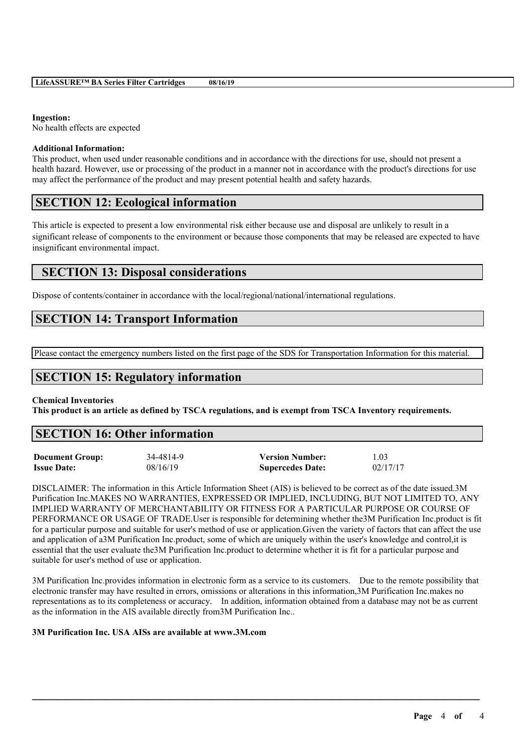**Ingestion:**
No health effects are expected

**Additional Information:**
This product, when used under reasonable conditions and in accordance with the directions for use, should not present a health hazard. However, use or processing of the product in a manner not in accordance with the product's directions for use may affect the performance of the product and may present potential health and safety hazards.

## SECTION 12: Ecological information

This article is expected to present a low environmental risk either because use and disposal are unlikely to result in a significant release of components to the environment or because those components that may be released are expected to have insignificant environmental impact.

## SECTION 13: Disposal considerations

Dispose of contents/container in accordance with the local/regional/national/international regulations.

## SECTION 14: Transport Information

Please contact the emergency numbers listed on the first page of the SDS for Transportation Information for this material.

## SECTION 15: Regulatory information

**Chemical Inventories**
**This product is an article as defined by TSCA regulations, and is exempt from TSCA Inventory requirements.**

## SECTION 16: Other information

| | | | |
|---|---|---|---|
| **Document Group:** | 34-4814-9 | **Version Number:** | 1.03 |
| **Issue Date:** | 08/16/19 | **Supercedes Date:** | 02/17/17 |

DISCLAIMER: The information in this Article Information Sheet (AIS) is believed to be correct as of the date issued.3M Purification Inc.MAKES NO WARRANTIES, EXPRESSED OR IMPLIED, INCLUDING, BUT NOT LIMITED TO, ANY IMPLIED WARRANTY OF MERCHANTABILITY OR FITNESS FOR A PARTICULAR PURPOSE OR COURSE OF PERFORMANCE OR USAGE OF TRADE.User is responsible for determining whether the3M Purification Inc.product is fit for a particular purpose and suitable for user's method of use or application.Given the variety of factors that can affect the use and application of a3M Purification Inc.product, some of which are uniquely within the user's knowledge and control,it is essential that the user evaluate the3M Purification Inc.product to determine whether it is fit for a particular purpose and suitable for user's method of use or application.

3M Purification Inc.provides information in electronic form as a service to its customers. Due to the remote possibility that electronic transfer may have resulted in errors, omissions or alterations in this information,3M Purification Inc.makes no representations as to its completeness or accuracy. In addition, information obtained from a database may not be as current as the information in the AIS available directly from3M Purification Inc..

**3M Purification Inc. USA AISs are available at www.3M.com**